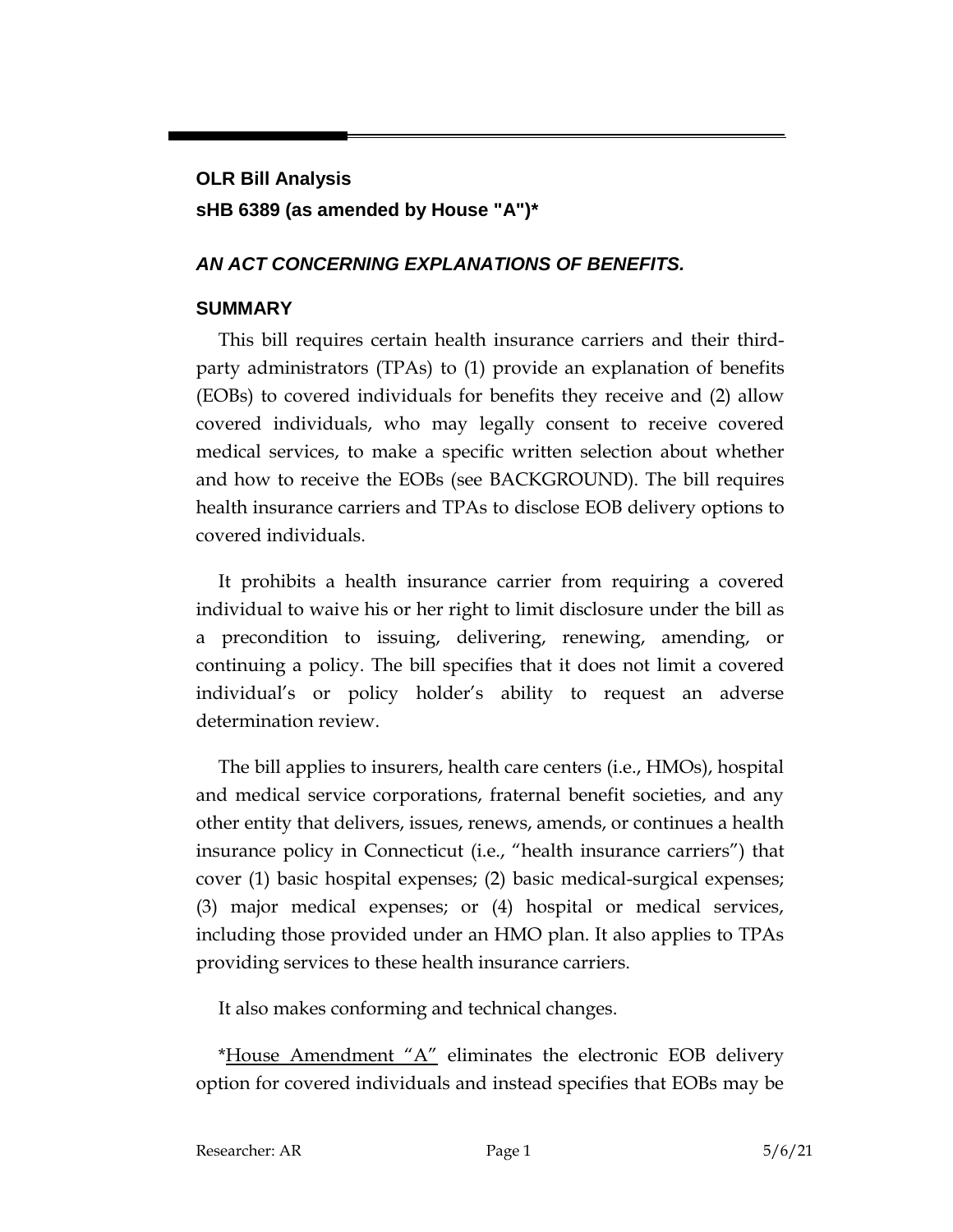**OLR Bill Analysis**
**sHB 6389 (as amended by House "A")***

## *AN ACT CONCERNING EXPLANATIONS OF BENEFITS.*

### SUMMARY

This bill requires certain health insurance carriers and their third-party administrators (TPAs) to (1) provide an explanation of benefits (EOBs) to covered individuals for benefits they receive and (2) allow covered individuals, who may legally consent to receive covered medical services, to make a specific written selection about whether and how to receive the EOBs (see BACKGROUND). The bill requires health insurance carriers and TPAs to disclose EOB delivery options to covered individuals.

It prohibits a health insurance carrier from requiring a covered individual to waive his or her right to limit disclosure under the bill as a precondition to issuing, delivering, renewing, amending, or continuing a policy. The bill specifies that it does not limit a covered individual's or policy holder's ability to request an adverse determination review.

The bill applies to insurers, health care centers (i.e., HMOs), hospital and medical service corporations, fraternal benefit societies, and any other entity that delivers, issues, renews, amends, or continues a health insurance policy in Connecticut (i.e., "health insurance carriers") that cover (1) basic hospital expenses; (2) basic medical-surgical expenses; (3) major medical expenses; or (4) hospital or medical services, including those provided under an HMO plan. It also applies to TPAs providing services to these health insurance carriers.

It also makes conforming and technical changes.

*<u>House Amendment "A"</u> eliminates the electronic EOB delivery option for covered individuals and instead specifies that EOBs may be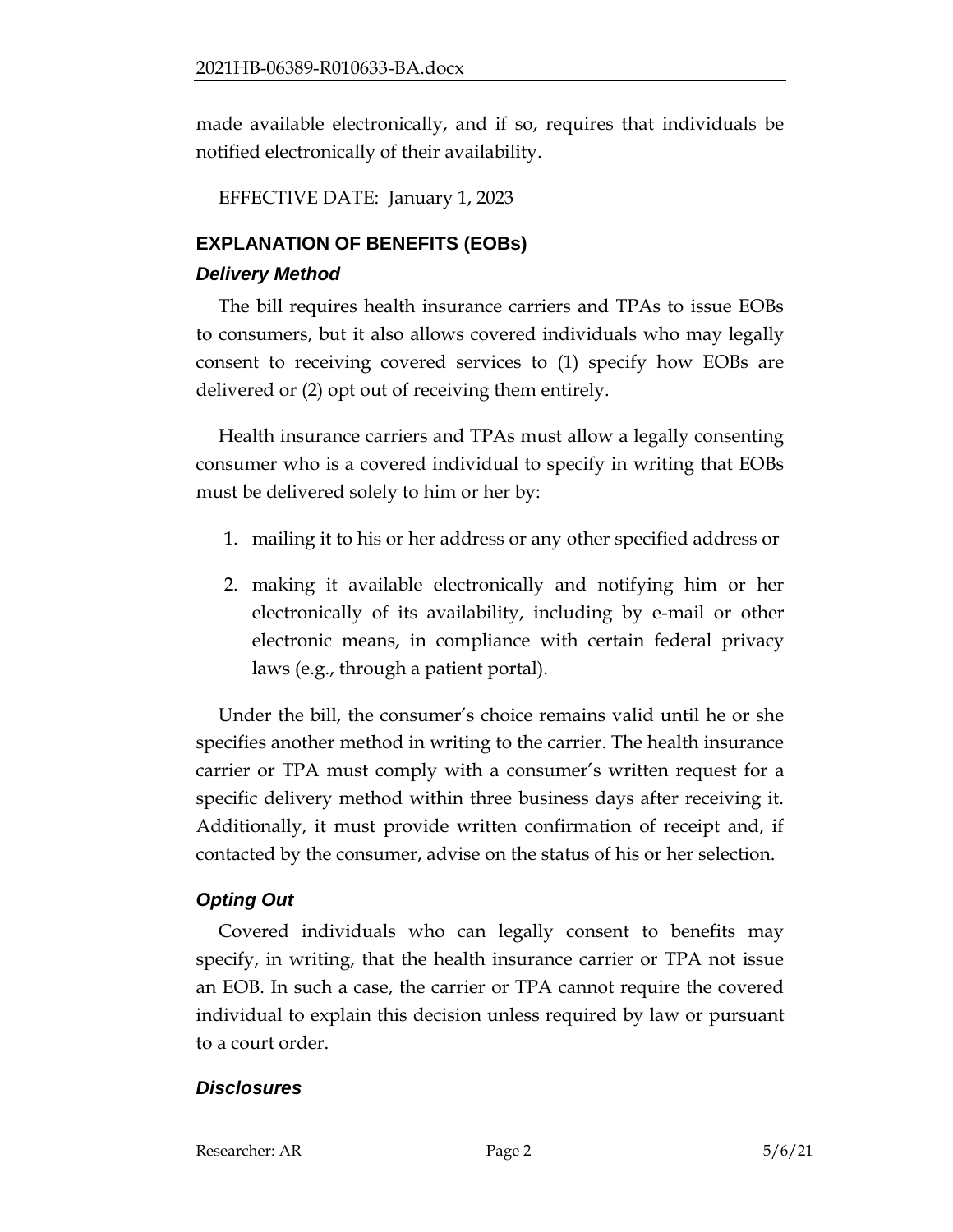made available electronically, and if so, requires that individuals be notified electronically of their availability.

EFFECTIVE DATE: January 1, 2023

## EXPLANATION OF BENEFITS (EOBs)

### *Delivery Method*

The bill requires health insurance carriers and TPAs to issue EOBs to consumers, but it also allows covered individuals who may legally consent to receiving covered services to (1) specify how EOBs are delivered or (2) opt out of receiving them entirely.

Health insurance carriers and TPAs must allow a legally consenting consumer who is a covered individual to specify in writing that EOBs must be delivered solely to him or her by:

1. mailing it to his or her address or any other specified address or
2. making it available electronically and notifying him or her electronically of its availability, including by e-mail or other electronic means, in compliance with certain federal privacy laws (e.g., through a patient portal).

Under the bill, the consumer's choice remains valid until he or she specifies another method in writing to the carrier. The health insurance carrier or TPA must comply with a consumer's written request for a specific delivery method within three business days after receiving it. Additionally, it must provide written confirmation of receipt and, if contacted by the consumer, advise on the status of his or her selection.

### *Opting Out*

Covered individuals who can legally consent to benefits may specify, in writing, that the health insurance carrier or TPA not issue an EOB. In such a case, the carrier or TPA cannot require the covered individual to explain this decision unless required by law or pursuant to a court order.

### *Disclosures*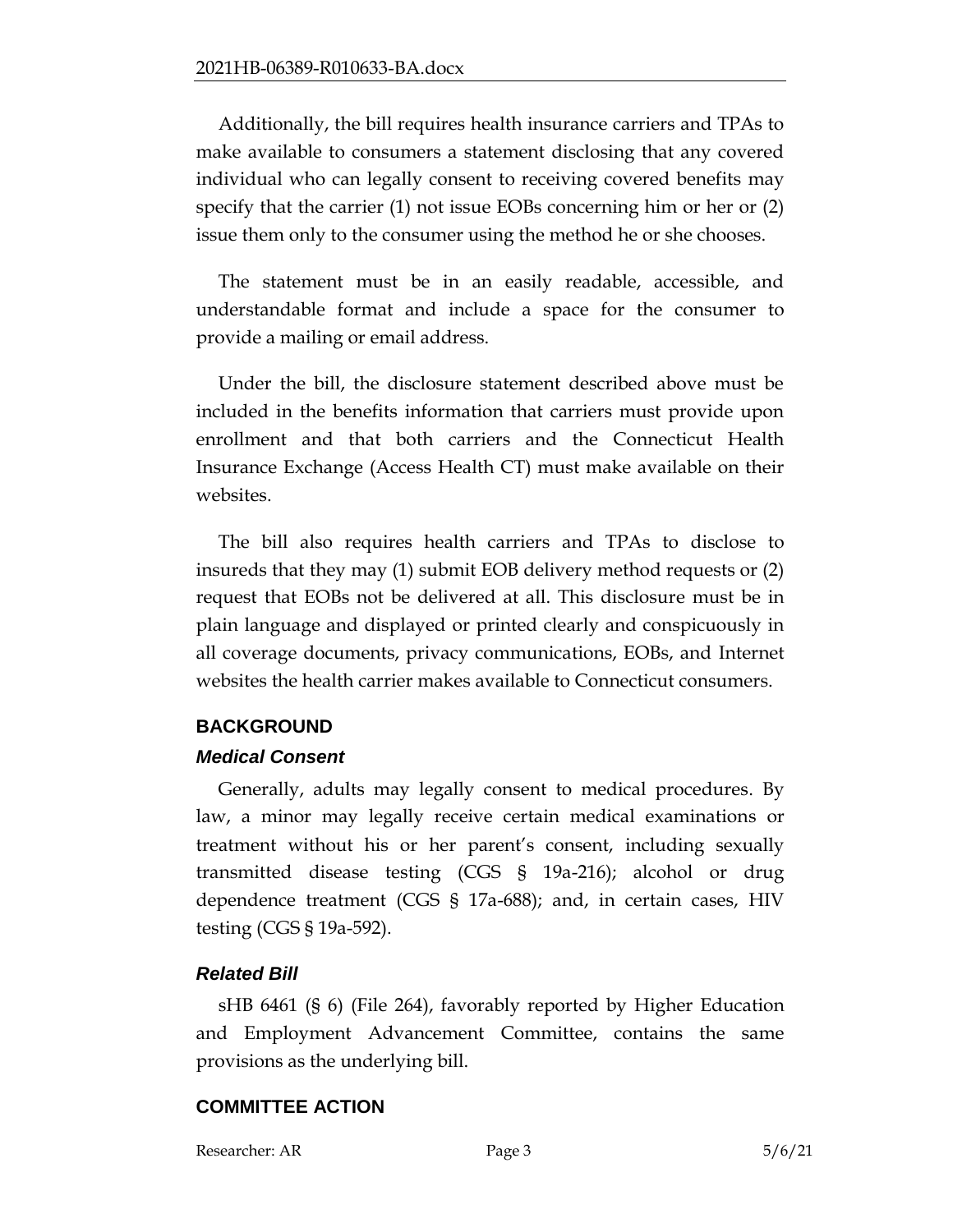Additionally, the bill requires health insurance carriers and TPAs to make available to consumers a statement disclosing that any covered individual who can legally consent to receiving covered benefits may specify that the carrier (1) not issue EOBs concerning him or her or (2) issue them only to the consumer using the method he or she chooses.

The statement must be in an easily readable, accessible, and understandable format and include a space for the consumer to provide a mailing or email address.

Under the bill, the disclosure statement described above must be included in the benefits information that carriers must provide upon enrollment and that both carriers and the Connecticut Health Insurance Exchange (Access Health CT) must make available on their websites.

The bill also requires health carriers and TPAs to disclose to insureds that they may (1) submit EOB delivery method requests or (2) request that EOBs not be delivered at all. This disclosure must be in plain language and displayed or printed clearly and conspicuously in all coverage documents, privacy communications, EOBs, and Internet websites the health carrier makes available to Connecticut consumers.

## BACKGROUND

### *Medical Consent*

Generally, adults may legally consent to medical procedures. By law, a minor may legally receive certain medical examinations or treatment without his or her parent's consent, including sexually transmitted disease testing (CGS § 19a-216); alcohol or drug dependence treatment (CGS § 17a-688); and, in certain cases, HIV testing (CGS § 19a-592).

### *Related Bill*

sHB 6461 (§ 6) (File 264), favorably reported by Higher Education and Employment Advancement Committee, contains the same provisions as the underlying bill.

## COMMITTEE ACTION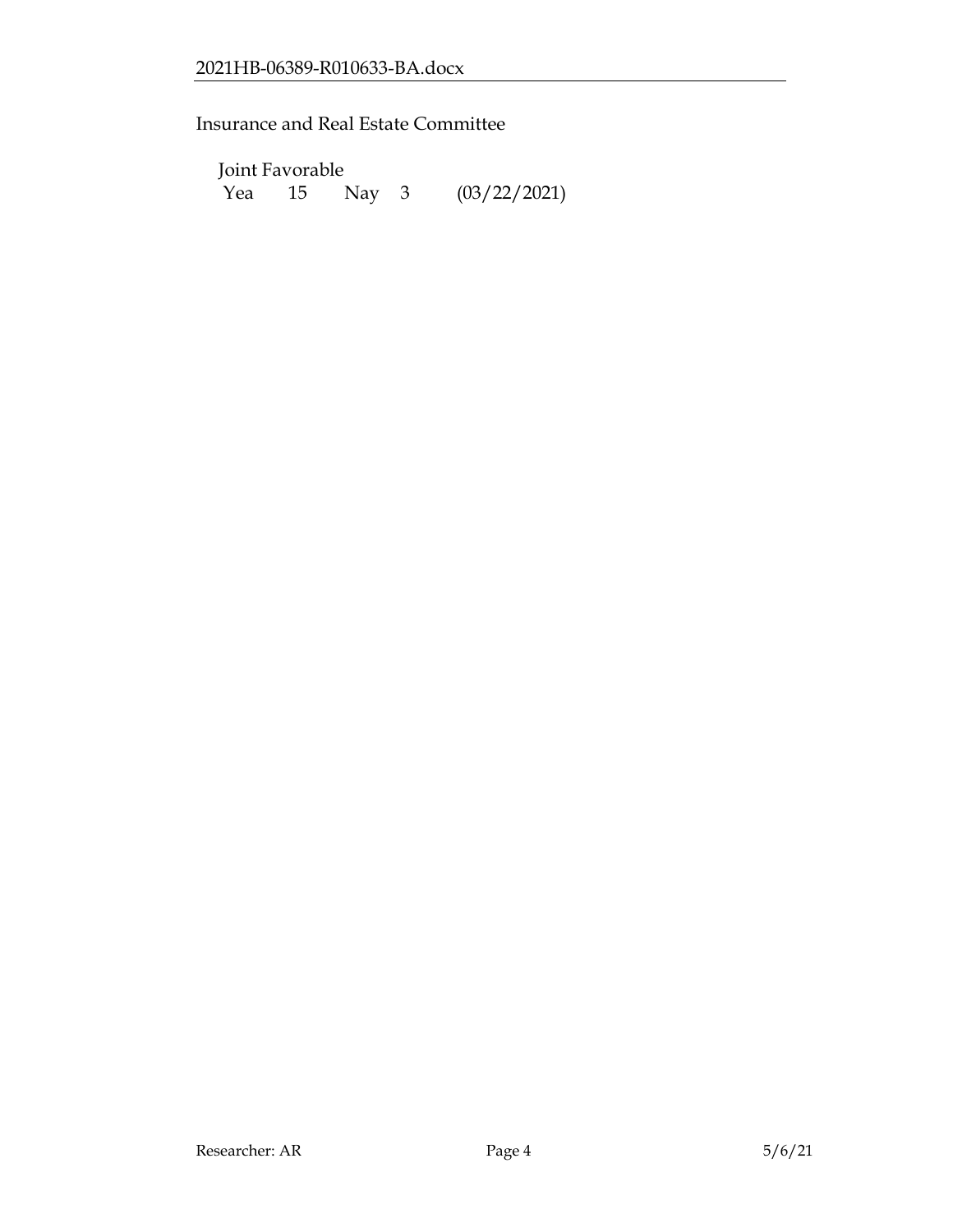Insurance and Real Estate Committee

Joint Favorable
Yea 15 Nay 3 (03/22/2021)